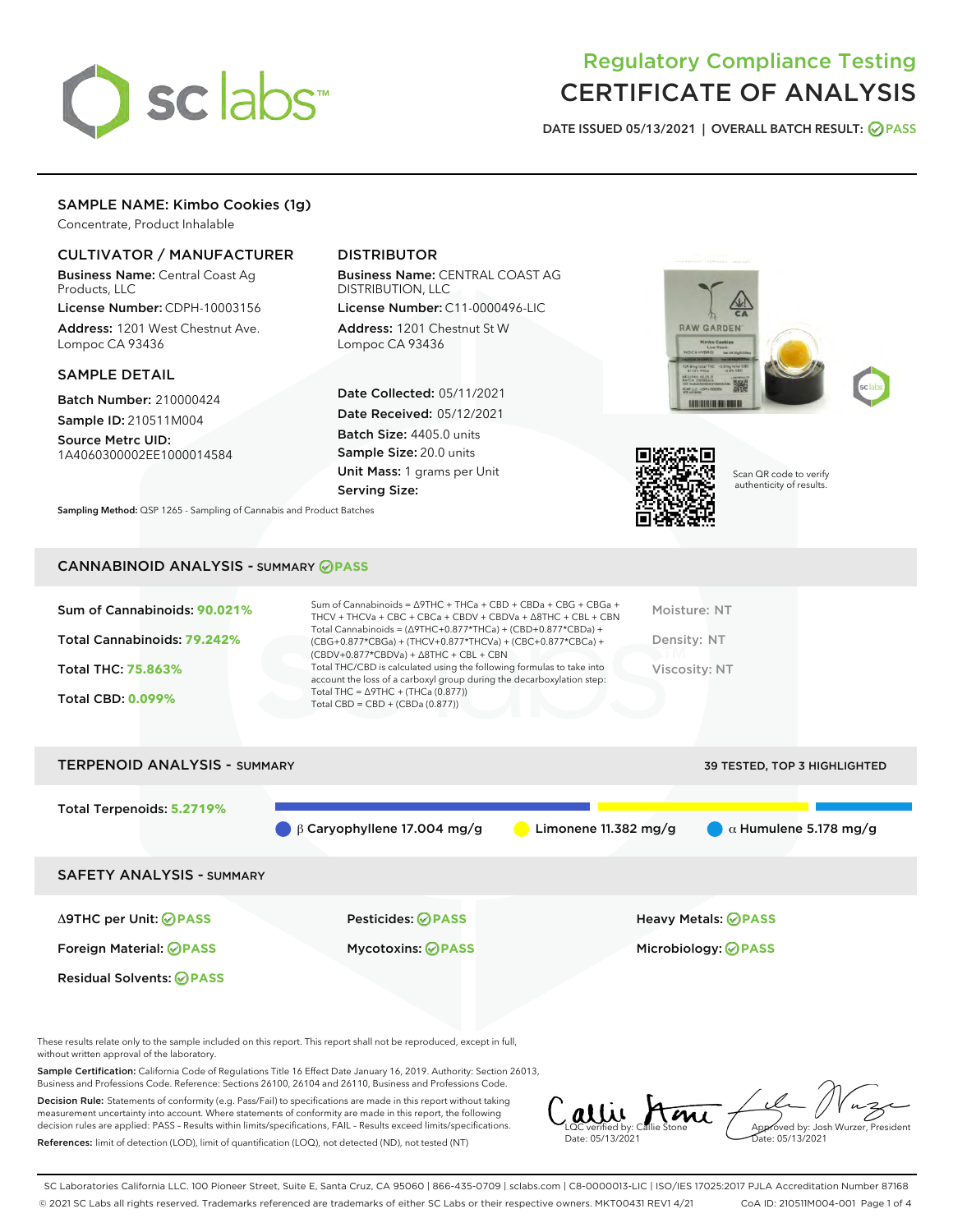# Regulatory Compliance Testing
# CERTIFICATE OF ANALYSIS

DATE ISSUED 05/13/2021 | OVERALL BATCH RESULT: PASS

## SAMPLE NAME: Kimbo Cookies (1g)

Concentrate, Product Inhalable

### CULTIVATOR / MANUFACTURER

**Business Name:** Central Coast Ag Products, LLC

**License Number:** CDPH-10003156

**Address:** 1201 West Chestnut Ave. Lompoc CA 93436

### DISTRIBUTOR

**Business Name:** CENTRAL COAST AG DISTRIBUTION, LLC

**License Number:** C11-0000496-LIC

**Address:** 1201 Chestnut St W Lompoc CA 93436

### SAMPLE DETAIL

**Batch Number:** 210000424

**Sample ID:** 210511M004

**Source Metrc UID:** 1A4060300002EE1000014584

**Date Collected:** 05/11/2021

**Date Received:** 05/12/2021

**Batch Size:** 4405.0 units

**Sample Size:** 20.0 units

**Unit Mass:** 1 grams per Unit

**Serving Size:**

Scan QR code to verify authenticity of results.

**Sampling Method:** QSP 1265 - Sampling of Cannabis and Product Batches

## CANNABINOID ANALYSIS - SUMMARY PASS

**Sum of Cannabinoids:** 90.021%

**Total Cannabinoids:** 79.242%

**Total THC:** 75.863%

**Total CBD:** 0.099%

Sum of Cannabinoids = Δ9THC + THCa + CBD + CBDa + CBG + CBGa + THCV + THCVa + CBC + CBCa + CBDV + CBDVa + Δ8THC + CBL + CBN

Total Cannabinoids = (Δ9THC+0.877*THCa) + (CBD+0.877*CBDa) + (CBG+0.877*CBGa) + (THCV+0.877*THCVa) + (CBC+0.877*CBCa) + (CBDV+0.877*CBDVa) + Δ8THC + CBL + CBN

Total THC/CBD is calculated using the following formulas to take into account the loss of a carboxyl group during the decarboxylation step:
Total THC = Δ9THC + (THCa (0.877))
Total CBD = CBD + (CBDa (0.877))

Moisture: NT

Density: NT

Viscosity: NT

## TERPENOID ANALYSIS - SUMMARY

39 TESTED, TOP 3 HIGHLIGHTED

**Total Terpenoids:** 5.2719%

β Caryophyllene 17.004 mg/g | Limonene 11.382 mg/g | α Humulene 5.178 mg/g

## SAFETY ANALYSIS - SUMMARY

Δ9THC per Unit: PASS

Pesticides: PASS

Heavy Metals: PASS

Foreign Material: PASS

Mycotoxins: PASS

Microbiology: PASS

Residual Solvents: PASS

These results relate only to the sample included on this report. This report shall not be reproduced, except in full, without written approval of the laboratory.

**Sample Certification:** California Code of Regulations Title 16 Effect Date January 16, 2019. Authority: Section 26013, Business and Professions Code. Reference: Sections 26100, 26104 and 26110, Business and Professions Code.

**Decision Rule:** Statements of conformity (e.g. Pass/Fail) to specifications are made in this report without taking measurement uncertainty into account. Where statements of conformity are made in this report, the following decision rules are applied: PASS - Results within limits/specifications, FAIL - Results exceed limits/specifications.

**References:** limit of detection (LOD), limit of quantification (LOQ), not detected (ND), not tested (NT)

LQC verified by: Callie Stone
Date: 05/13/2021

Approved by: Josh Wurzer, President
Date: 05/13/2021

SC Laboratories California LLC. 100 Pioneer Street, Suite E, Santa Cruz, CA 95060 | 866-435-0709 | sclabs.com | C8-0000013-LIC | ISO/IES 17025:2017 PJLA Accreditation Number 87168
© 2021 SC Labs all rights reserved. Trademarks referenced are trademarks of either SC Labs or their respective owners. MKT00431 REV1 4/21 CoA ID: 210511M004-001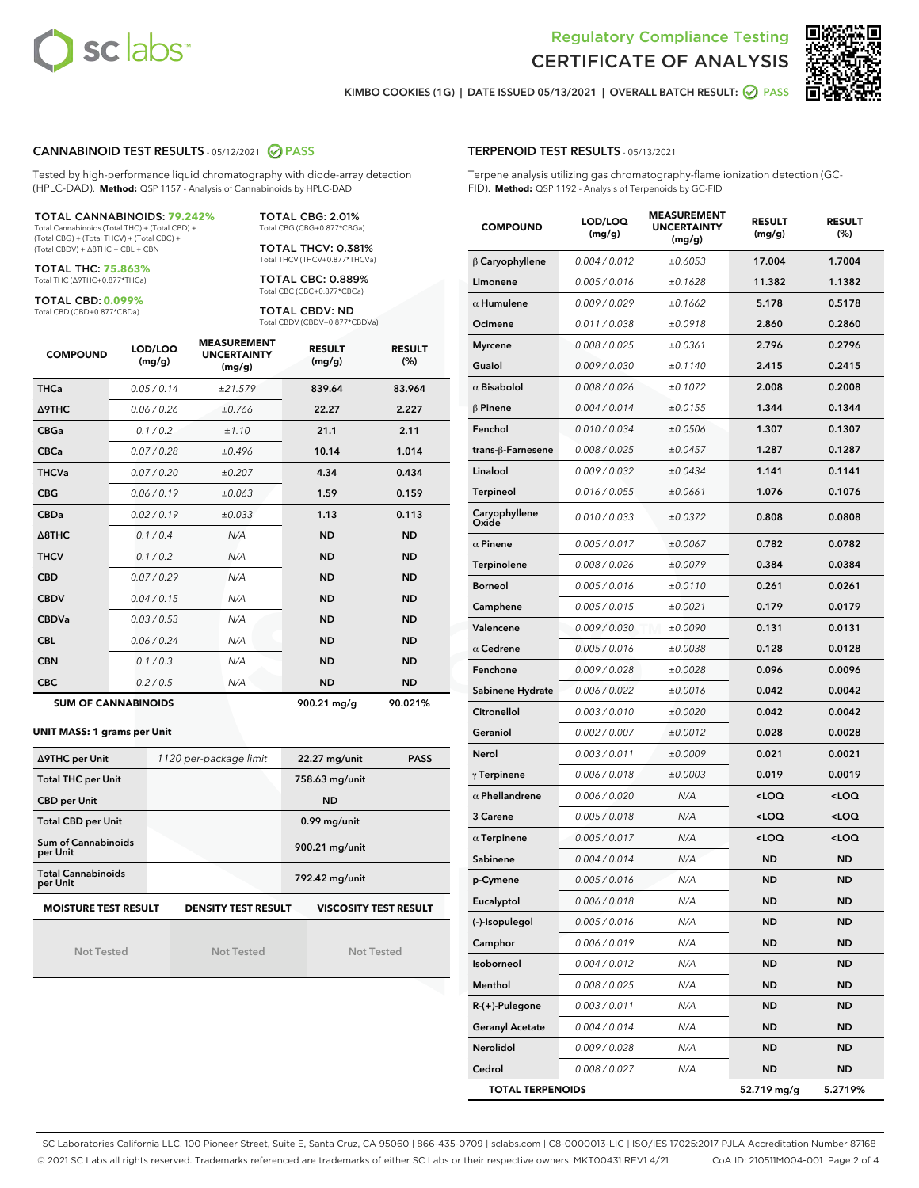# Regulatory Compliance Testing
# CERTIFICATE OF ANALYSIS

KIMBO COOKIES (1G) | DATE ISSUED 05/13/2021 | OVERALL BATCH RESULT: PASS

## CANNABINOID TEST RESULTS - 05/12/2021 PASS

Tested by high-performance liquid chromatography with diode-array detection (HPLC-DAD). **Method:** QSP 1157 - Analysis of Cannabinoids by HPLC-DAD

**TOTAL CANNABINOIDS: 79.242%**
Total Cannabinoids (Total THC) + (Total CBD) + (Total CBG) + (Total THCV) + (Total CBC) + (Total CBDV) + Δ8THC + CBL + CBN

**TOTAL THC: 75.863%**
Total THC (Δ9THC+0.877*THCa)

**TOTAL CBD: 0.099%**
Total CBD (CBD+0.877*CBDa)

**TOTAL CBG: 2.01%**
Total CBG (CBG+0.877*CBGa)

**TOTAL THCV: 0.381%**
Total THCV (THCV+0.877*THCVa)

**TOTAL CBC: 0.889%**
Total CBC (CBC+0.877*CBCa)

**TOTAL CBDV: ND**
Total CBDV (CBDV+0.877*CBDVa)

| COMPOUND | LOD/LOQ (mg/g) | MEASUREMENT UNCERTAINTY (mg/g) | RESULT (mg/g) | RESULT (%) |
|---|---|---|---|---|
| THCa | 0.05 / 0.14 | ±21.579 | 839.64 | 83.964 |
| Δ9THC | 0.06 / 0.26 | ±0.766 | 22.27 | 2.227 |
| CBGa | 0.1 / 0.2 | ±1.10 | 21.1 | 2.11 |
| CBCa | 0.07 / 0.28 | ±0.496 | 10.14 | 1.014 |
| THCVa | 0.07 / 0.20 | ±0.207 | 4.34 | 0.434 |
| CBG | 0.06 / 0.19 | ±0.063 | 1.59 | 0.159 |
| CBDa | 0.02 / 0.19 | ±0.033 | 1.13 | 0.113 |
| Δ8THC | 0.1 / 0.4 | N/A | ND | ND |
| THCV | 0.1 / 0.2 | N/A | ND | ND |
| CBD | 0.07 / 0.29 | N/A | ND | ND |
| CBDV | 0.04 / 0.15 | N/A | ND | ND |
| CBDVa | 0.03 / 0.53 | N/A | ND | ND |
| CBL | 0.06 / 0.24 | N/A | ND | ND |
| CBN | 0.1 / 0.3 | N/A | ND | ND |
| CBC | 0.2 / 0.5 | N/A | ND | ND |
| **SUM OF CANNABINOIDS** | | | 900.21 mg/g | 90.021% |

**UNIT MASS: 1 grams per Unit**

| | | | |
|---|---|---|---|
| Δ9THC per Unit | 1120 per-package limit | 22.27 mg/unit | PASS |
| Total THC per Unit | | 758.63 mg/unit | |
| CBD per Unit | | ND | |
| Total CBD per Unit | | 0.99 mg/unit | |
| Sum of Cannabinoids per Unit | | 900.21 mg/unit | |
| Total Cannabinoids per Unit | | 792.42 mg/unit | |

| MOISTURE TEST RESULT | DENSITY TEST RESULT | VISCOSITY TEST RESULT |
|---|---|---|
| Not Tested | Not Tested | Not Tested |

## TERPENOID TEST RESULTS - 05/13/2021

Terpene analysis utilizing gas chromatography-flame ionization detection (GC-FID). **Method:** QSP 1192 - Analysis of Terpenoids by GC-FID

| COMPOUND | LOD/LOQ (mg/g) | MEASUREMENT UNCERTAINTY (mg/g) | RESULT (mg/g) | RESULT (%) |
|---|---|---|---|---|
| β Caryophyllene | 0.004 / 0.012 | ±0.6053 | 17.004 | 1.7004 |
| Limonene | 0.005 / 0.016 | ±0.1628 | 11.382 | 1.1382 |
| α Humulene | 0.009 / 0.029 | ±0.1662 | 5.178 | 0.5178 |
| Ocimene | 0.011 / 0.038 | ±0.0918 | 2.860 | 0.2860 |
| Myrcene | 0.008 / 0.025 | ±0.0361 | 2.796 | 0.2796 |
| Guaiol | 0.009 / 0.030 | ±0.1140 | 2.415 | 0.2415 |
| α Bisabolol | 0.008 / 0.026 | ±0.1072 | 2.008 | 0.2008 |
| β Pinene | 0.004 / 0.014 | ±0.0155 | 1.344 | 0.1344 |
| Fenchol | 0.010 / 0.034 | ±0.0506 | 1.307 | 0.1307 |
| trans-β-Farnesene | 0.008 / 0.025 | ±0.0457 | 1.287 | 0.1287 |
| Linalool | 0.009 / 0.032 | ±0.0434 | 1.141 | 0.1141 |
| Terpineol | 0.016 / 0.055 | ±0.0661 | 1.076 | 0.1076 |
| Caryophyllene Oxide | 0.010 / 0.033 | ±0.0372 | 0.808 | 0.0808 |
| α Pinene | 0.005 / 0.017 | ±0.0067 | 0.782 | 0.0782 |
| Terpinolene | 0.008 / 0.026 | ±0.0079 | 0.384 | 0.0384 |
| Borneol | 0.005 / 0.016 | ±0.0110 | 0.261 | 0.0261 |
| Camphene | 0.005 / 0.015 | ±0.0021 | 0.179 | 0.0179 |
| Valencene | 0.009 / 0.030 | ±0.0090 | 0.131 | 0.0131 |
| α Cedrene | 0.005 / 0.016 | ±0.0038 | 0.128 | 0.0128 |
| Fenchone | 0.009 / 0.028 | ±0.0028 | 0.096 | 0.0096 |
| Sabinene Hydrate | 0.006 / 0.022 | ±0.0016 | 0.042 | 0.0042 |
| Citronellol | 0.003 / 0.010 | ±0.0020 | 0.042 | 0.0042 |
| Geraniol | 0.002 / 0.007 | ±0.0012 | 0.028 | 0.0028 |
| Nerol | 0.003 / 0.011 | ±0.0009 | 0.021 | 0.0021 |
| γ Terpinene | 0.006 / 0.018 | ±0.0003 | 0.019 | 0.0019 |
| α Phellandrene | 0.006 / 0.020 | N/A | <LOQ | <LOQ |
| 3 Carene | 0.005 / 0.018 | N/A | <LOQ | <LOQ |
| α Terpinene | 0.005 / 0.017 | N/A | <LOQ | <LOQ |
| Sabinene | 0.004 / 0.014 | N/A | ND | ND |
| p-Cymene | 0.005 / 0.016 | N/A | ND | ND |
| Eucalyptol | 0.006 / 0.018 | N/A | ND | ND |
| (-)-Isopulegol | 0.005 / 0.016 | N/A | ND | ND |
| Camphor | 0.006 / 0.019 | N/A | ND | ND |
| Isoborneol | 0.004 / 0.012 | N/A | ND | ND |
| Menthol | 0.008 / 0.025 | N/A | ND | ND |
| R-(+)-Pulegone | 0.003 / 0.011 | N/A | ND | ND |
| Geranyl Acetate | 0.004 / 0.014 | N/A | ND | ND |
| Nerolidol | 0.009 / 0.028 | N/A | ND | ND |
| Cedrol | 0.008 / 0.027 | N/A | ND | ND |
| **TOTAL TERPENOIDS** | | | 52.719 mg/g | 5.2719% |

SC Laboratories California LLC. 100 Pioneer Street, Suite E, Santa Cruz, CA 95060 | 866-435-0709 | sclabs.com | C8-0000013-LIC | ISO/IES 17025:2017 PJLA Accreditation Number 87168
© 2021 SC Labs all rights reserved. Trademarks referenced are trademarks of either SC Labs or their respective owners. MKT00431 REV1 4/21 CoA ID: 210511M004-001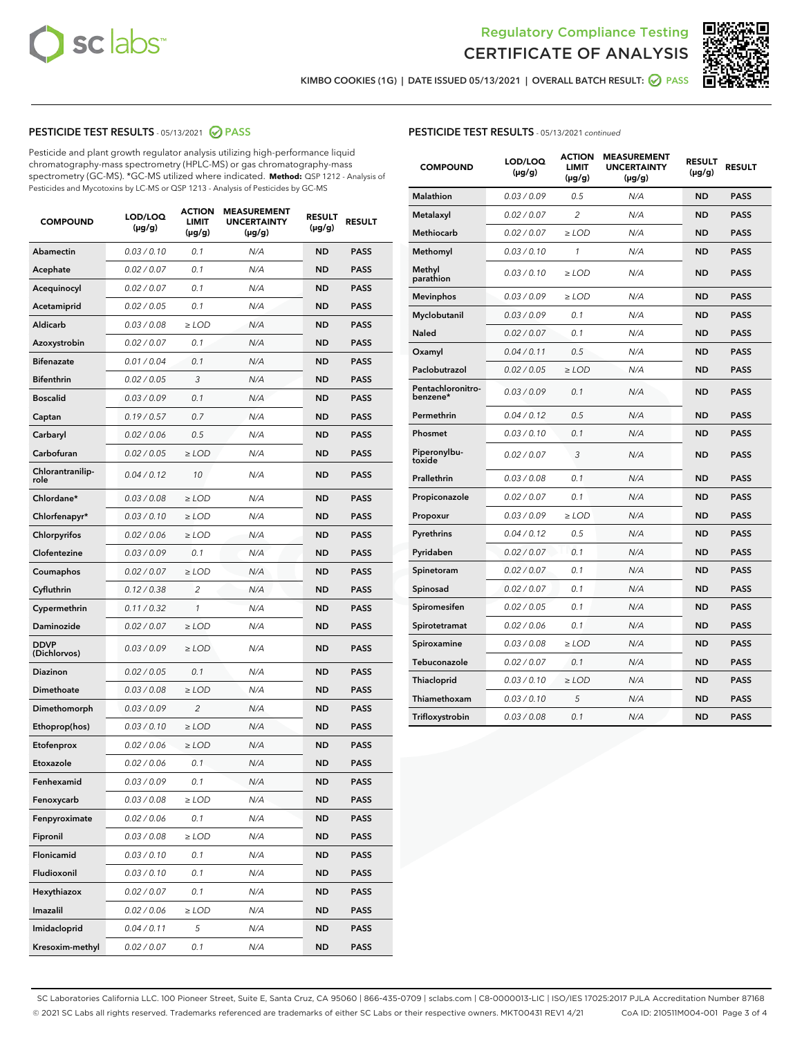# Regulatory Compliance Testing
## CERTIFICATE OF ANALYSIS

KIMBO COOKIES (1G) | DATE ISSUED 05/13/2021 | OVERALL BATCH RESULT: PASS

### PESTICIDE TEST RESULTS - 05/13/2021 PASS

Pesticide and plant growth regulator analysis utilizing high-performance liquid chromatography-mass spectrometry (HPLC-MS) or gas chromatography-mass spectrometry (GC-MS). *GC-MS utilized where indicated. **Method:** QSP 1212 - Analysis of Pesticides and Mycotoxins by LC-MS or QSP 1213 - Analysis of Pesticides by GC-MS

| COMPOUND | LOD/LOQ (µg/g) | ACTION LIMIT (µg/g) | MEASUREMENT UNCERTAINTY (µg/g) | RESULT (µg/g) | RESULT |
|---|---|---|---|---|---|
| Abamectin | 0.03 / 0.10 | 0.1 | N/A | ND | PASS |
| Acephate | 0.02 / 0.07 | 0.1 | N/A | ND | PASS |
| Acequinocyl | 0.02 / 0.07 | 0.1 | N/A | ND | PASS |
| Acetamiprid | 0.02 / 0.05 | 0.1 | N/A | ND | PASS |
| Aldicarb | 0.03 / 0.08 | ≥ LOD | N/A | ND | PASS |
| Azoxystrobin | 0.02 / 0.07 | 0.1 | N/A | ND | PASS |
| Bifenazate | 0.01 / 0.04 | 0.1 | N/A | ND | PASS |
| Bifenthrin | 0.02 / 0.05 | 3 | N/A | ND | PASS |
| Boscalid | 0.03 / 0.09 | 0.1 | N/A | ND | PASS |
| Captan | 0.19 / 0.57 | 0.7 | N/A | ND | PASS |
| Carbaryl | 0.02 / 0.06 | 0.5 | N/A | ND | PASS |
| Carbofuran | 0.02 / 0.05 | ≥ LOD | N/A | ND | PASS |
| Chlorantraniliprole | 0.04 / 0.12 | 10 | N/A | ND | PASS |
| Chlordane* | 0.03 / 0.08 | ≥ LOD | N/A | ND | PASS |
| Chlorfenapyr* | 0.03 / 0.10 | ≥ LOD | N/A | ND | PASS |
| Chlorpyrifos | 0.02 / 0.06 | ≥ LOD | N/A | ND | PASS |
| Clofentezine | 0.03 / 0.09 | 0.1 | N/A | ND | PASS |
| Coumaphos | 0.02 / 0.07 | ≥ LOD | N/A | ND | PASS |
| Cyfluthrin | 0.12 / 0.38 | 2 | N/A | ND | PASS |
| Cypermethrin | 0.11 / 0.32 | 1 | N/A | ND | PASS |
| Daminozide | 0.02 / 0.07 | ≥ LOD | N/A | ND | PASS |
| DDVP (Dichlorvos) | 0.03 / 0.09 | ≥ LOD | N/A | ND | PASS |
| Diazinon | 0.02 / 0.05 | 0.1 | N/A | ND | PASS |
| Dimethoate | 0.03 / 0.08 | ≥ LOD | N/A | ND | PASS |
| Dimethomorph | 0.03 / 0.09 | 2 | N/A | ND | PASS |
| Ethoprop(hos) | 0.03 / 0.10 | ≥ LOD | N/A | ND | PASS |
| Etofenprox | 0.02 / 0.06 | ≥ LOD | N/A | ND | PASS |
| Etoxazole | 0.02 / 0.06 | 0.1 | N/A | ND | PASS |
| Fenhexamid | 0.03 / 0.09 | 0.1 | N/A | ND | PASS |
| Fenoxycarb | 0.03 / 0.08 | ≥ LOD | N/A | ND | PASS |
| Fenpyroximate | 0.02 / 0.06 | 0.1 | N/A | ND | PASS |
| Fipronil | 0.03 / 0.08 | ≥ LOD | N/A | ND | PASS |
| Flonicamid | 0.03 / 0.10 | 0.1 | N/A | ND | PASS |
| Fludioxonil | 0.03 / 0.10 | 0.1 | N/A | ND | PASS |
| Hexythiazox | 0.02 / 0.07 | 0.1 | N/A | ND | PASS |
| Imazalil | 0.02 / 0.06 | ≥ LOD | N/A | ND | PASS |
| Imidacloprid | 0.04 / 0.11 | 5 | N/A | ND | PASS |
| Kresoxim-methyl | 0.02 / 0.07 | 0.1 | N/A | ND | PASS |

### PESTICIDE TEST RESULTS - 05/13/2021 *continued*

| COMPOUND | LOD/LOQ (µg/g) | ACTION LIMIT (µg/g) | MEASUREMENT UNCERTAINTY (µg/g) | RESULT (µg/g) | RESULT |
|---|---|---|---|---|---|
| Malathion | 0.03 / 0.09 | 0.5 | N/A | ND | PASS |
| Metalaxyl | 0.02 / 0.07 | 2 | N/A | ND | PASS |
| Methiocarb | 0.02 / 0.07 | ≥ LOD | N/A | ND | PASS |
| Methomyl | 0.03 / 0.10 | 1 | N/A | ND | PASS |
| Methyl parathion | 0.03 / 0.10 | ≥ LOD | N/A | ND | PASS |
| Mevinphos | 0.03 / 0.09 | ≥ LOD | N/A | ND | PASS |
| Myclobutanil | 0.03 / 0.09 | 0.1 | N/A | ND | PASS |
| Naled | 0.02 / 0.07 | 0.1 | N/A | ND | PASS |
| Oxamyl | 0.04 / 0.11 | 0.5 | N/A | ND | PASS |
| Paclobutrazol | 0.02 / 0.05 | ≥ LOD | N/A | ND | PASS |
| Pentachloronitrobenzene* | 0.03 / 0.09 | 0.1 | N/A | ND | PASS |
| Permethrin | 0.04 / 0.12 | 0.5 | N/A | ND | PASS |
| Phosmet | 0.03 / 0.10 | 0.1 | N/A | ND | PASS |
| Piperonylbutoxide | 0.02 / 0.07 | 3 | N/A | ND | PASS |
| Prallethrin | 0.03 / 0.08 | 0.1 | N/A | ND | PASS |
| Propiconazole | 0.02 / 0.07 | 0.1 | N/A | ND | PASS |
| Propoxur | 0.03 / 0.09 | ≥ LOD | N/A | ND | PASS |
| Pyrethrins | 0.04 / 0.12 | 0.5 | N/A | ND | PASS |
| Pyridaben | 0.02 / 0.07 | 0.1 | N/A | ND | PASS |
| Spinetoram | 0.02 / 0.07 | 0.1 | N/A | ND | PASS |
| Spinosad | 0.02 / 0.07 | 0.1 | N/A | ND | PASS |
| Spiromesifen | 0.02 / 0.05 | 0.1 | N/A | ND | PASS |
| Spirotetramat | 0.02 / 0.06 | 0.1 | N/A | ND | PASS |
| Spiroxamine | 0.03 / 0.08 | ≥ LOD | N/A | ND | PASS |
| Tebuconazole | 0.02 / 0.07 | 0.1 | N/A | ND | PASS |
| Thiacloprid | 0.03 / 0.10 | ≥ LOD | N/A | ND | PASS |
| Thiamethoxam | 0.03 / 0.10 | 5 | N/A | ND | PASS |
| Trifloxystrobin | 0.03 / 0.08 | 0.1 | N/A | ND | PASS |

SC Laboratories California LLC. 100 Pioneer Street, Suite E, Santa Cruz, CA 95060 | 866-435-0709 | sclabs.com | C8-0000013-LIC | ISO/IES 17025:2017 PJLA Accreditation Number 87168
© 2021 SC Labs all rights reserved. Trademarks referenced are trademarks of either SC Labs or their respective owners. MKT00431 REV1 4/21 CoA ID: 210511M004-001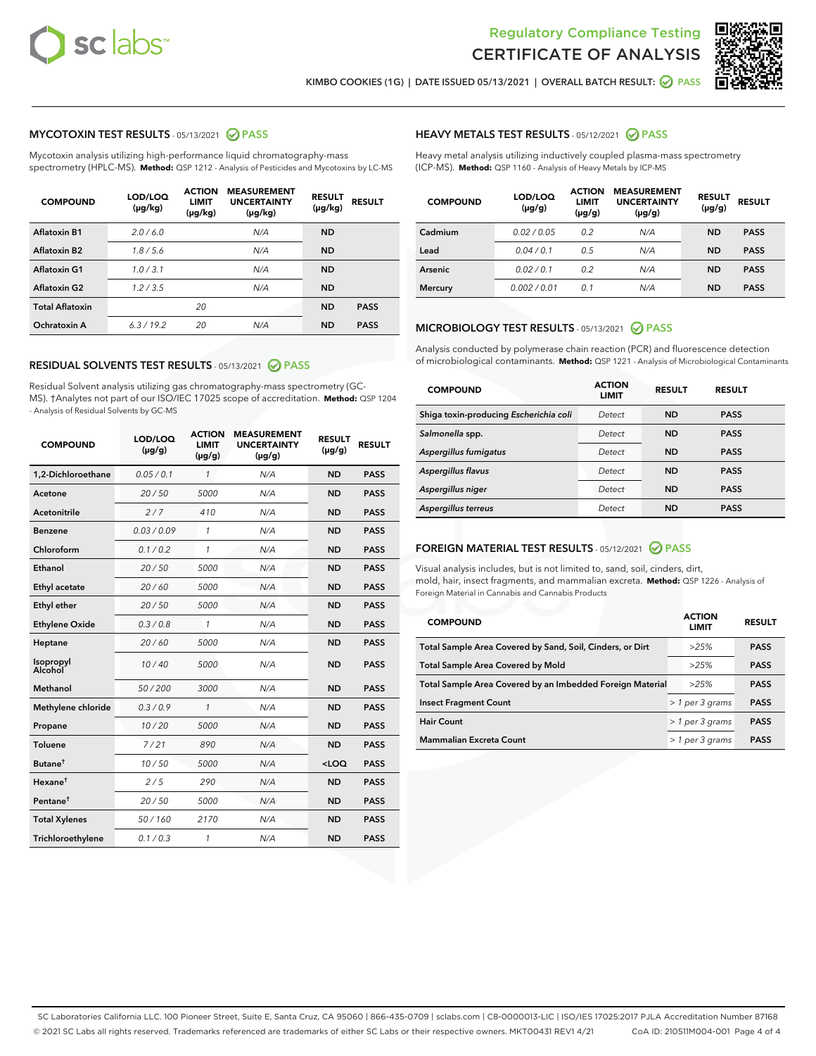Regulatory Compliance Testing
CERTIFICATE OF ANALYSIS

KIMBO COOKIES (1G) | DATE ISSUED 05/13/2021 | OVERALL BATCH RESULT: PASS

## MYCOTOXIN TEST RESULTS - 05/13/2021 PASS

Mycotoxin analysis utilizing high-performance liquid chromatography-mass spectrometry (HPLC-MS). **Method:** QSP 1212 - Analysis of Pesticides and Mycotoxins by LC-MS

| COMPOUND | LOD/LOQ (µg/kg) | ACTION LIMIT (µg/kg) | MEASUREMENT UNCERTAINTY (µg/kg) | RESULT (µg/kg) | RESULT |
|---|---|---|---|---|---|
| Aflatoxin B1 | 2.0 / 6.0 | | N/A | ND | |
| Aflatoxin B2 | 1.8 / 5.6 | | N/A | ND | |
| Aflatoxin G1 | 1.0 / 3.1 | | N/A | ND | |
| Aflatoxin G2 | 1.2 / 3.5 | | N/A | ND | |
| Total Aflatoxin | | 20 | | ND | PASS |
| Ochratoxin A | 6.3 / 19.2 | 20 | N/A | ND | PASS |

## RESIDUAL SOLVENTS TEST RESULTS - 05/13/2021 PASS

Residual Solvent analysis utilizing gas chromatography-mass spectrometry (GC-MS). †Analytes not part of our ISO/IEC 17025 scope of accreditation. **Method:** QSP 1204 - Analysis of Residual Solvents by GC-MS

| COMPOUND | LOD/LOQ (µg/g) | ACTION LIMIT (µg/g) | MEASUREMENT UNCERTAINTY (µg/g) | RESULT (µg/g) | RESULT |
|---|---|---|---|---|---|
| 1,2-Dichloroethane | 0.05 / 0.1 | 1 | N/A | ND | PASS |
| Acetone | 20 / 50 | 5000 | N/A | ND | PASS |
| Acetonitrile | 2 / 7 | 410 | N/A | ND | PASS |
| Benzene | 0.03 / 0.09 | 1 | N/A | ND | PASS |
| Chloroform | 0.1 / 0.2 | 1 | N/A | ND | PASS |
| Ethanol | 20 / 50 | 5000 | N/A | ND | PASS |
| Ethyl acetate | 20 / 60 | 5000 | N/A | ND | PASS |
| Ethyl ether | 20 / 50 | 5000 | N/A | ND | PASS |
| Ethylene Oxide | 0.3 / 0.8 | 1 | N/A | ND | PASS |
| Heptane | 20 / 60 | 5000 | N/A | ND | PASS |
| Isopropyl Alcohol | 10 / 40 | 5000 | N/A | ND | PASS |
| Methanol | 50 / 200 | 3000 | N/A | ND | PASS |
| Methylene chloride | 0.3 / 0.9 | 1 | N/A | ND | PASS |
| Propane | 10 / 20 | 5000 | N/A | ND | PASS |
| Toluene | 7 / 21 | 890 | N/A | ND | PASS |
| Butane† | 10 / 50 | 5000 | N/A | <LOQ | PASS |
| Hexane† | 2 / 5 | 290 | N/A | ND | PASS |
| Pentane† | 20 / 50 | 5000 | N/A | ND | PASS |
| Total Xylenes | 50 / 160 | 2170 | N/A | ND | PASS |
| Trichloroethylene | 0.1 / 0.3 | 1 | N/A | ND | PASS |

## HEAVY METALS TEST RESULTS - 05/12/2021 PASS

Heavy metal analysis utilizing inductively coupled plasma-mass spectrometry (ICP-MS). **Method:** QSP 1160 - Analysis of Heavy Metals by ICP-MS

| COMPOUND | LOD/LOQ (µg/g) | ACTION LIMIT (µg/g) | MEASUREMENT UNCERTAINTY (µg/g) | RESULT (µg/g) | RESULT |
|---|---|---|---|---|---|
| Cadmium | 0.02 / 0.05 | 0.2 | N/A | ND | PASS |
| Lead | 0.04 / 0.1 | 0.5 | N/A | ND | PASS |
| Arsenic | 0.02 / 0.1 | 0.2 | N/A | ND | PASS |
| Mercury | 0.002 / 0.01 | 0.1 | N/A | ND | PASS |

## MICROBIOLOGY TEST RESULTS - 05/13/2021 PASS

Analysis conducted by polymerase chain reaction (PCR) and fluorescence detection of microbiological contaminants. **Method:** QSP 1221 - Analysis of Microbiological Contaminants

| COMPOUND | ACTION LIMIT | RESULT | RESULT |
|---|---|---|---|
| Shiga toxin-producing *Escherichia coli* | Detect | ND | PASS |
| *Salmonella* spp. | Detect | ND | PASS |
| *Aspergillus fumigatus* | Detect | ND | PASS |
| *Aspergillus flavus* | Detect | ND | PASS |
| *Aspergillus niger* | Detect | ND | PASS |
| *Aspergillus terreus* | Detect | ND | PASS |

## FOREIGN MATERIAL TEST RESULTS - 05/12/2021 PASS

Visual analysis includes, but is not limited to, sand, soil, cinders, dirt, mold, hair, insect fragments, and mammalian excreta. **Method:** QSP 1226 - Analysis of Foreign Material in Cannabis and Cannabis Products

| COMPOUND | ACTION LIMIT | RESULT |
|---|---|---|
| Total Sample Area Covered by Sand, Soil, Cinders, or Dirt | >25% | PASS |
| Total Sample Area Covered by Mold | >25% | PASS |
| Total Sample Area Covered by an Imbedded Foreign Material | >25% | PASS |
| Insect Fragment Count | > 1 per 3 grams | PASS |
| Hair Count | > 1 per 3 grams | PASS |
| Mammalian Excreta Count | > 1 per 3 grams | PASS |

SC Laboratories California LLC. 100 Pioneer Street, Suite E, Santa Cruz, CA 95060 | 866-435-0709 | sclabs.com | C8-0000013-LIC | ISO/IES 17025:2017 PJLA Accreditation Number 87168
© 2021 SC Labs all rights reserved. Trademarks referenced are trademarks of either SC Labs or their respective owners. MKT00431 REV1 4/21 CoA ID: 210511M004-001